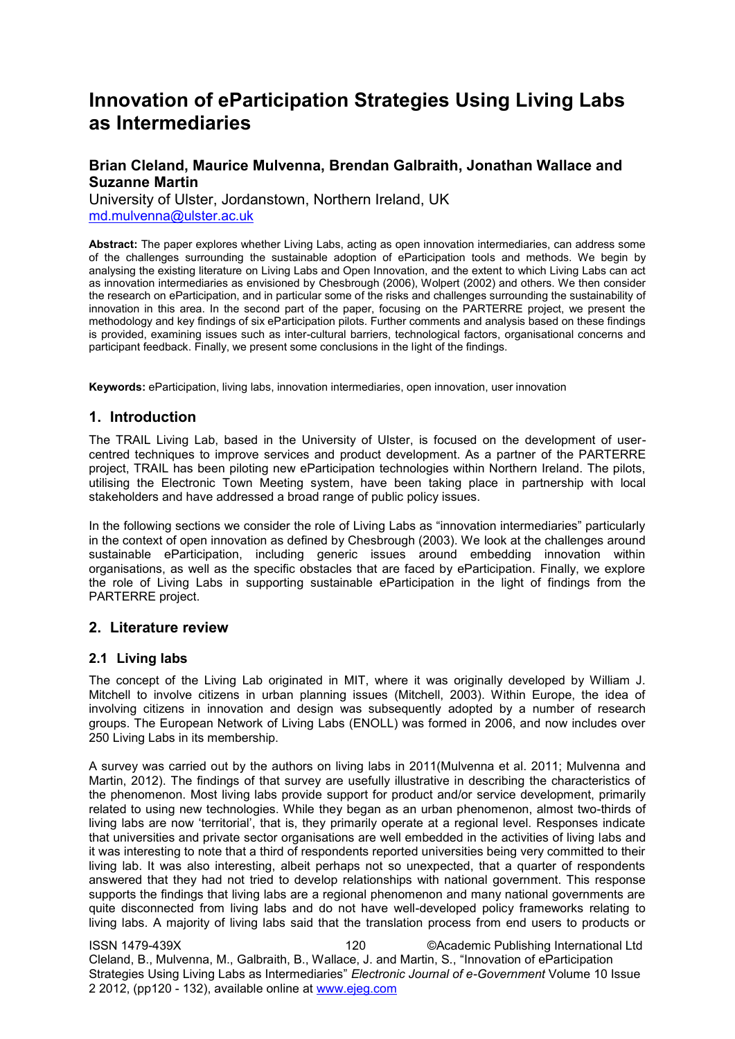# Innovation of eParticipation Strategies Using Living Labs as Intermediaries

## Brian Cleland, Maurice Mulvenna, Brendan Galbraith, Jonathan Wallace and Suzanne Martin

University of Ulster, Jordanstown, Northern Ireland, UK
md.mulvenna@ulster.ac.uk

**Abstract:** The paper explores whether Living Labs, acting as open innovation intermediaries, can address some of the challenges surrounding the sustainable adoption of eParticipation tools and methods. We begin by analysing the existing literature on Living Labs and Open Innovation, and the extent to which Living Labs can act as innovation intermediaries as envisioned by Chesbrough (2006), Wolpert (2002) and others. We then consider the research on eParticipation, and in particular some of the risks and challenges surrounding the sustainability of innovation in this area. In the second part of the paper, focusing on the PARTERRE project, we present the methodology and key findings of six eParticipation pilots. Further comments and analysis based on these findings is provided, examining issues such as inter-cultural barriers, technological factors, organisational concerns and participant feedback. Finally, we present some conclusions in the light of the findings.

**Keywords:** eParticipation, living labs, innovation intermediaries, open innovation, user innovation

## 1. Introduction

The TRAIL Living Lab, based in the University of Ulster, is focused on the development of user-centred techniques to improve services and product development. As a partner of the PARTERRE project, TRAIL has been piloting new eParticipation technologies within Northern Ireland. The pilots, utilising the Electronic Town Meeting system, have been taking place in partnership with local stakeholders and have addressed a broad range of public policy issues.

In the following sections we consider the role of Living Labs as "innovation intermediaries" particularly in the context of open innovation as defined by Chesbrough (2003). We look at the challenges around sustainable eParticipation, including generic issues around embedding innovation within organisations, as well as the specific obstacles that are faced by eParticipation. Finally, we explore the role of Living Labs in supporting sustainable eParticipation in the light of findings from the PARTERRE project.

## 2. Literature review

### 2.1 Living labs

The concept of the Living Lab originated in MIT, where it was originally developed by William J. Mitchell to involve citizens in urban planning issues (Mitchell, 2003). Within Europe, the idea of involving citizens in innovation and design was subsequently adopted by a number of research groups. The European Network of Living Labs (ENOLL) was formed in 2006, and now includes over 250 Living Labs in its membership.

A survey was carried out by the authors on living labs in 2011(Mulvenna et al. 2011; Mulvenna and Martin, 2012). The findings of that survey are usefully illustrative in describing the characteristics of the phenomenon. Most living labs provide support for product and/or service development, primarily related to using new technologies. While they began as an urban phenomenon, almost two-thirds of living labs are now 'territorial', that is, they primarily operate at a regional level. Responses indicate that universities and private sector organisations are well embedded in the activities of living labs and it was interesting to note that a third of respondents reported universities being very committed to their living lab. It was also interesting, albeit perhaps not so unexpected, that a quarter of respondents answered that they had not tried to develop relationships with national government. This response supports the findings that living labs are a regional phenomenon and many national governments are quite disconnected from living labs and do not have well-developed policy frameworks relating to living labs. A majority of living labs said that the translation process from end users to products or

ISSN 1479-439X

Cleland, B., Mulvenna, M., Galbraith, B., Wallace, J. and Martin, S., "Innovation of eParticipation Strategies Using Living Labs as Intermediaries" *Electronic Journal of e-Government* Volume 10 Issue 2 2012, (pp120 - 132), available online at www.ejeg.com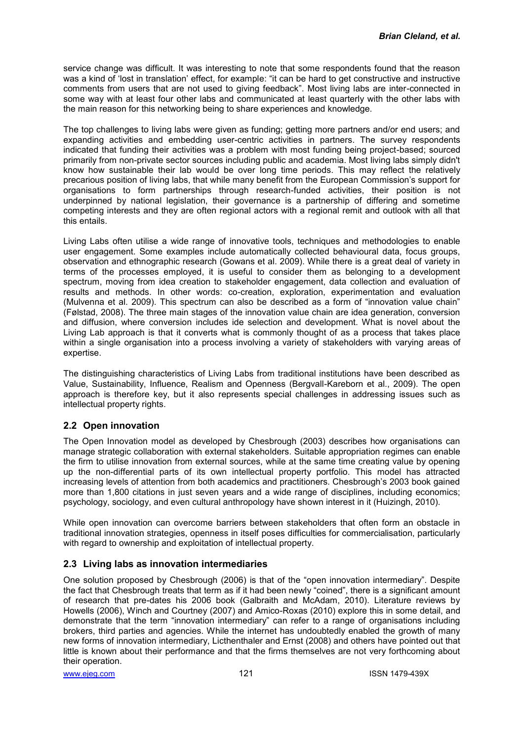service change was difficult. It was interesting to note that some respondents found that the reason was a kind of 'lost in translation' effect, for example: "it can be hard to get constructive and instructive comments from users that are not used to giving feedback". Most living labs are inter-connected in some way with at least four other labs and communicated at least quarterly with the other labs with the main reason for this networking being to share experiences and knowledge.

The top challenges to living labs were given as funding; getting more partners and/or end users; and expanding activities and embedding user-centric activities in partners. The survey respondents indicated that funding their activities was a problem with most funding being project-based; sourced primarily from non-private sector sources including public and academia. Most living labs simply didn't know how sustainable their lab would be over long time periods. This may reflect the relatively precarious position of living labs, that while many benefit from the European Commission's support for organisations to form partnerships through research-funded activities, their position is not underpinned by national legislation, their governance is a partnership of differing and sometime competing interests and they are often regional actors with a regional remit and outlook with all that this entails.

Living Labs often utilise a wide range of innovative tools, techniques and methodologies to enable user engagement. Some examples include automatically collected behavioural data, focus groups, observation and ethnographic research (Gowans et al. 2009). While there is a great deal of variety in terms of the processes employed, it is useful to consider them as belonging to a development spectrum, moving from idea creation to stakeholder engagement, data collection and evaluation of results and methods. In other words: co-creation, exploration, experimentation and evaluation (Mulvenna et al. 2009). This spectrum can also be described as a form of "innovation value chain" (Følstad, 2008). The three main stages of the innovation value chain are idea generation, conversion and diffusion, where conversion includes ide selection and development. What is novel about the Living Lab approach is that it converts what is commonly thought of as a process that takes place within a single organisation into a process involving a variety of stakeholders with varying areas of expertise.

The distinguishing characteristics of Living Labs from traditional institutions have been described as Value, Sustainability, Influence, Realism and Openness (Bergvall-Kareborn et al., 2009). The open approach is therefore key, but it also represents special challenges in addressing issues such as intellectual property rights.

## 2.2 Open innovation

The Open Innovation model as developed by Chesbrough (2003) describes how organisations can manage strategic collaboration with external stakeholders. Suitable appropriation regimes can enable the firm to utilise innovation from external sources, while at the same time creating value by opening up the non-differential parts of its own intellectual property portfolio. This model has attracted increasing levels of attention from both academics and practitioners. Chesbrough's 2003 book gained more than 1,800 citations in just seven years and a wide range of disciplines, including economics; psychology, sociology, and even cultural anthropology have shown interest in it (Huizingh, 2010).

While open innovation can overcome barriers between stakeholders that often form an obstacle in traditional innovation strategies, openness in itself poses difficulties for commercialisation, particularly with regard to ownership and exploitation of intellectual property.

## 2.3 Living labs as innovation intermediaries

One solution proposed by Chesbrough (2006) is that of the "open innovation intermediary". Despite the fact that Chesbrough treats that term as if it had been newly "coined", there is a significant amount of research that pre-dates his 2006 book (Galbraith and McAdam, 2010). Literature reviews by Howells (2006), Winch and Courtney (2007) and Amico-Roxas (2010) explore this in some detail, and demonstrate that the term "innovation intermediary" can refer to a range of organisations including brokers, third parties and agencies. While the internet has undoubtedly enabled the growth of many new forms of innovation intermediary, Licthenthaler and Ernst (2008) and others have pointed out that little is known about their performance and that the firms themselves are not very forthcoming about their operation.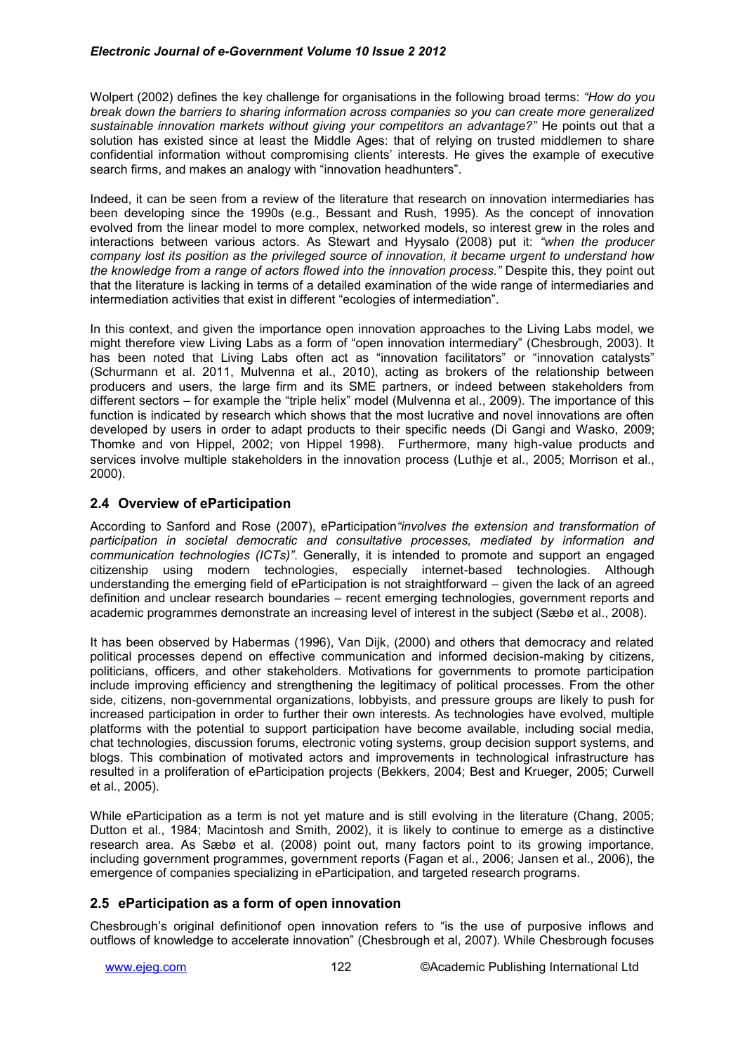Wolpert (2002) defines the key challenge for organisations in the following broad terms: *"How do you break down the barriers to sharing information across companies so you can create more generalized sustainable innovation markets without giving your competitors an advantage?"* He points out that a solution has existed since at least the Middle Ages: that of relying on trusted middlemen to share confidential information without compromising clients' interests. He gives the example of executive search firms, and makes an analogy with "innovation headhunters".

Indeed, it can be seen from a review of the literature that research on innovation intermediaries has been developing since the 1990s (e.g., Bessant and Rush, 1995). As the concept of innovation evolved from the linear model to more complex, networked models, so interest grew in the roles and interactions between various actors. As Stewart and Hyysalo (2008) put it: *"when the producer company lost its position as the privileged source of innovation, it became urgent to understand how the knowledge from a range of actors flowed into the innovation process."* Despite this, they point out that the literature is lacking in terms of a detailed examination of the wide range of intermediaries and intermediation activities that exist in different "ecologies of intermediation".

In this context, and given the importance open innovation approaches to the Living Labs model, we might therefore view Living Labs as a form of "open innovation intermediary" (Chesbrough, 2003). It has been noted that Living Labs often act as "innovation facilitators" or "innovation catalysts" (Schurmann et al. 2011, Mulvenna et al., 2010), acting as brokers of the relationship between producers and users, the large firm and its SME partners, or indeed between stakeholders from different sectors – for example the "triple helix" model (Mulvenna et al., 2009). The importance of this function is indicated by research which shows that the most lucrative and novel innovations are often developed by users in order to adapt products to their specific needs (Di Gangi and Wasko, 2009; Thomke and von Hippel, 2002; von Hippel 1998). Furthermore, many high-value products and services involve multiple stakeholders in the innovation process (Luthje et al., 2005; Morrison et al., 2000).

## 2.4 Overview of eParticipation

According to Sanford and Rose (2007), eParticipation*"involves the extension and transformation of participation in societal democratic and consultative processes, mediated by information and communication technologies (ICTs)"*. Generally, it is intended to promote and support an engaged citizenship using modern technologies, especially internet-based technologies. Although understanding the emerging field of eParticipation is not straightforward – given the lack of an agreed definition and unclear research boundaries – recent emerging technologies, government reports and academic programmes demonstrate an increasing level of interest in the subject (Sæbø et al., 2008).

It has been observed by Habermas (1996), Van Dijk, (2000) and others that democracy and related political processes depend on effective communication and informed decision-making by citizens, politicians, officers, and other stakeholders. Motivations for governments to promote participation include improving efficiency and strengthening the legitimacy of political processes. From the other side, citizens, non-governmental organizations, lobbyists, and pressure groups are likely to push for increased participation in order to further their own interests. As technologies have evolved, multiple platforms with the potential to support participation have become available, including social media, chat technologies, discussion forums, electronic voting systems, group decision support systems, and blogs. This combination of motivated actors and improvements in technological infrastructure has resulted in a proliferation of eParticipation projects (Bekkers, 2004; Best and Krueger, 2005; Curwell et al., 2005).

While eParticipation as a term is not yet mature and is still evolving in the literature (Chang, 2005; Dutton et al., 1984; Macintosh and Smith, 2002), it is likely to continue to emerge as a distinctive research area. As Sæbø et al. (2008) point out, many factors point to its growing importance, including government programmes, government reports (Fagan et al., 2006; Jansen et al., 2006), the emergence of companies specializing in eParticipation, and targeted research programs.

## 2.5 eParticipation as a form of open innovation

Chesbrough's original definitionof open innovation refers to "is the use of purposive inflows and outflows of knowledge to accelerate innovation" (Chesbrough et al, 2007). While Chesbrough focuses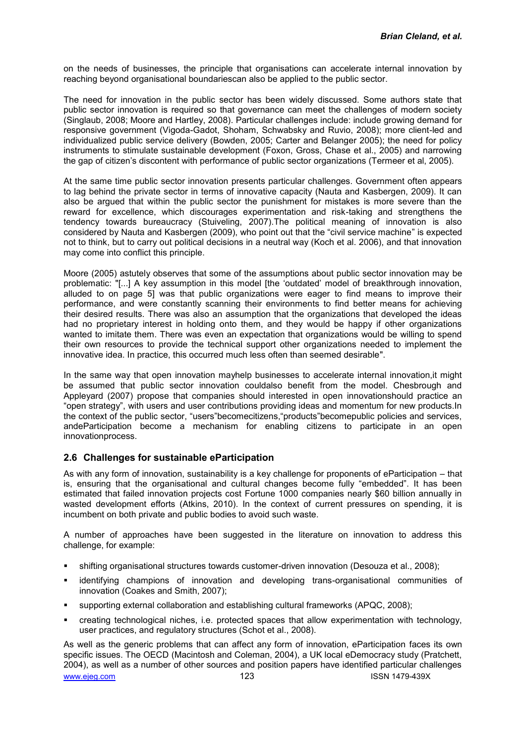on the needs of businesses, the principle that organisations can accelerate internal innovation by reaching beyond organisational boundariescan also be applied to the public sector.

The need for innovation in the public sector has been widely discussed. Some authors state that public sector innovation is required so that governance can meet the challenges of modern society (Singlaub, 2008; Moore and Hartley, 2008). Particular challenges include: include growing demand for responsive government (Vigoda-Gadot, Shoham, Schwabsky and Ruvio, 2008); more client-led and individualized public service delivery (Bowden, 2005; Carter and Belanger 2005); the need for policy instruments to stimulate sustainable development (Foxon, Gross, Chase et al., 2005) and narrowing the gap of citizen's discontent with performance of public sector organizations (Termeer et al, 2005).

At the same time public sector innovation presents particular challenges. Government often appears to lag behind the private sector in terms of innovative capacity (Nauta and Kasbergen, 2009). It can also be argued that within the public sector the punishment for mistakes is more severe than the reward for excellence, which discourages experimentation and risk-taking and strengthens the tendency towards bureaucracy (Stuiveling, 2007).The political meaning of innovation is also considered by Nauta and Kasbergen (2009), who point out that the "civil service machine" is expected not to think, but to carry out political decisions in a neutral way (Koch et al. 2006), and that innovation may come into conflict this principle.

Moore (2005) astutely observes that some of the assumptions about public sector innovation may be problematic: "[...] A key assumption in this model [the 'outdated' model of breakthrough innovation, alluded to on page 5] was that public organizations were eager to find means to improve their performance, and were constantly scanning their environments to find better means for achieving their desired results. There was also an assumption that the organizations that developed the ideas had no proprietary interest in holding onto them, and they would be happy if other organizations wanted to imitate them. There was even an expectation that organizations would be willing to spend their own resources to provide the technical support other organizations needed to implement the innovative idea. In practice, this occurred much less often than seemed desirable".

In the same way that open innovation mayhelp businesses to accelerate internal innovation,it might be assumed that public sector innovation couldalso benefit from the model. Chesbrough and Appleyard (2007) propose that companies should interested in open innovationshould practice an "open strategy", with users and user contributions providing ideas and momentum for new products.In the context of the public sector, "users"becomecitizens,"products"becomepublic policies and services, andeParticipation become a mechanism for enabling citizens to participate in an open innovationprocess.

## 2.6 Challenges for sustainable eParticipation

As with any form of innovation, sustainability is a key challenge for proponents of eParticipation – that is, ensuring that the organisational and cultural changes become fully "embedded". It has been estimated that failed innovation projects cost Fortune 1000 companies nearly $60 billion annually in wasted development efforts (Atkins, 2010). In the context of current pressures on spending, it is incumbent on both private and public bodies to avoid such waste.

A number of approaches have been suggested in the literature on innovation to address this challenge, for example:

- shifting organisational structures towards customer-driven innovation (Desouza et al., 2008);
- identifying champions of innovation and developing trans-organisational communities of innovation (Coakes and Smith, 2007);
- supporting external collaboration and establishing cultural frameworks (APQC, 2008);
- creating technological niches, i.e. protected spaces that allow experimentation with technology, user practices, and regulatory structures (Schot et al., 2008).

As well as the generic problems that can affect any form of innovation, eParticipation faces its own specific issues. The OECD (Macintosh and Coleman, 2004), a UK local eDemocracy study (Pratchett, 2004), as well as a number of other sources and position papers have identified particular challenges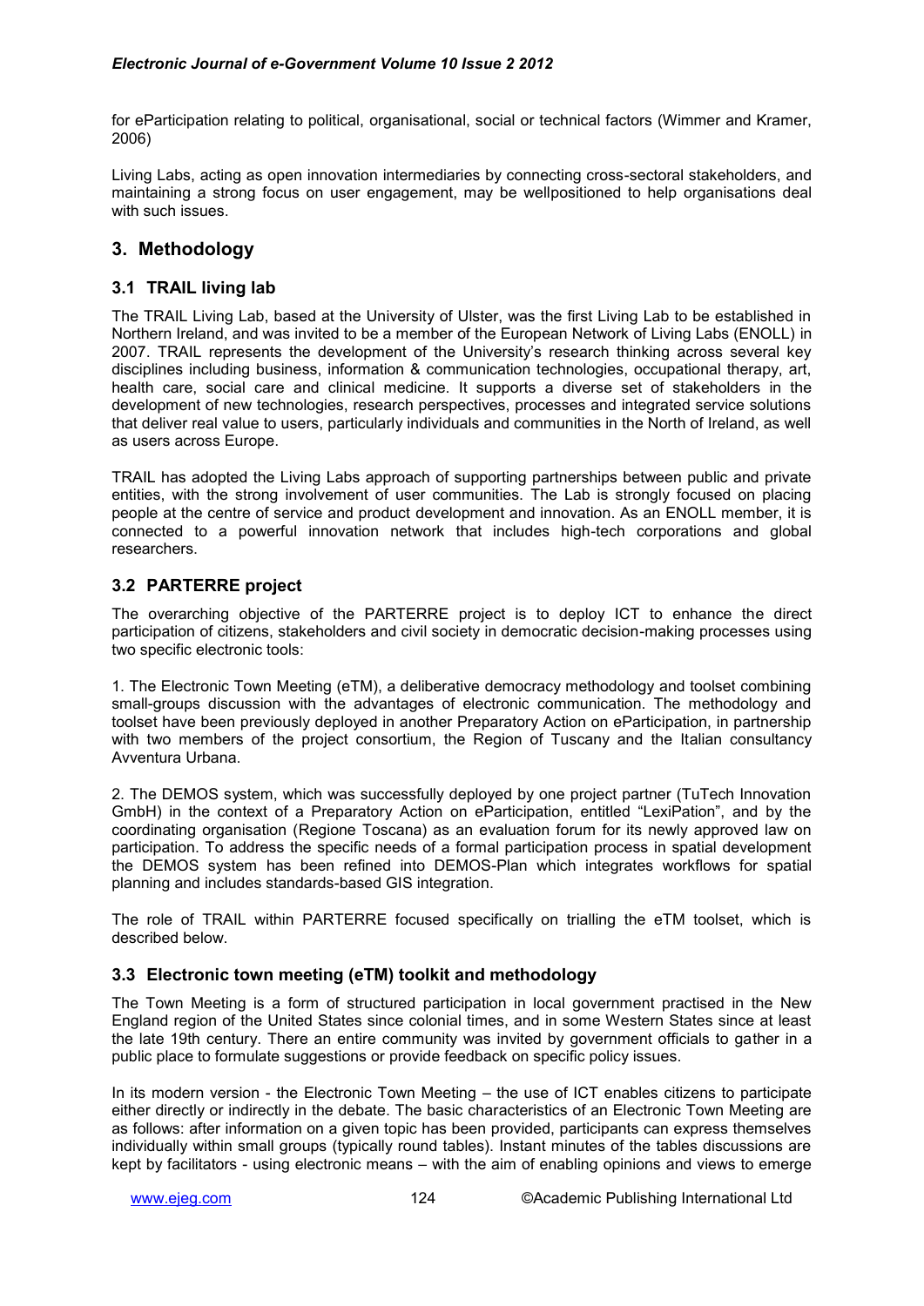for eParticipation relating to political, organisational, social or technical factors (Wimmer and Kramer, 2006)

Living Labs, acting as open innovation intermediaries by connecting cross-sectoral stakeholders, and maintaining a strong focus on user engagement, may be wellpositioned to help organisations deal with such issues.

## 3. Methodology

### 3.1 TRAIL living lab

The TRAIL Living Lab, based at the University of Ulster, was the first Living Lab to be established in Northern Ireland, and was invited to be a member of the European Network of Living Labs (ENOLL) in 2007. TRAIL represents the development of the University's research thinking across several key disciplines including business, information & communication technologies, occupational therapy, art, health care, social care and clinical medicine. It supports a diverse set of stakeholders in the development of new technologies, research perspectives, processes and integrated service solutions that deliver real value to users, particularly individuals and communities in the North of Ireland, as well as users across Europe.

TRAIL has adopted the Living Labs approach of supporting partnerships between public and private entities, with the strong involvement of user communities. The Lab is strongly focused on placing people at the centre of service and product development and innovation. As an ENOLL member, it is connected to a powerful innovation network that includes high-tech corporations and global researchers.

### 3.2 PARTERRE project

The overarching objective of the PARTERRE project is to deploy ICT to enhance the direct participation of citizens, stakeholders and civil society in democratic decision-making processes using two specific electronic tools:

1. The Electronic Town Meeting (eTM), a deliberative democracy methodology and toolset combining small-groups discussion with the advantages of electronic communication. The methodology and toolset have been previously deployed in another Preparatory Action on eParticipation, in partnership with two members of the project consortium, the Region of Tuscany and the Italian consultancy Avventura Urbana.

2. The DEMOS system, which was successfully deployed by one project partner (TuTech Innovation GmbH) in the context of a Preparatory Action on eParticipation, entitled "LexiPation", and by the coordinating organisation (Regione Toscana) as an evaluation forum for its newly approved law on participation. To address the specific needs of a formal participation process in spatial development the DEMOS system has been refined into DEMOS-Plan which integrates workflows for spatial planning and includes standards-based GIS integration.

The role of TRAIL within PARTERRE focused specifically on trialling the eTM toolset, which is described below.

### 3.3 Electronic town meeting (eTM) toolkit and methodology

The Town Meeting is a form of structured participation in local government practised in the New England region of the United States since colonial times, and in some Western States since at least the late 19th century. There an entire community was invited by government officials to gather in a public place to formulate suggestions or provide feedback on specific policy issues.

In its modern version - the Electronic Town Meeting – the use of ICT enables citizens to participate either directly or indirectly in the debate. The basic characteristics of an Electronic Town Meeting are as follows: after information on a given topic has been provided, participants can express themselves individually within small groups (typically round tables). Instant minutes of the tables discussions are kept by facilitators - using electronic means – with the aim of enabling opinions and views to emerge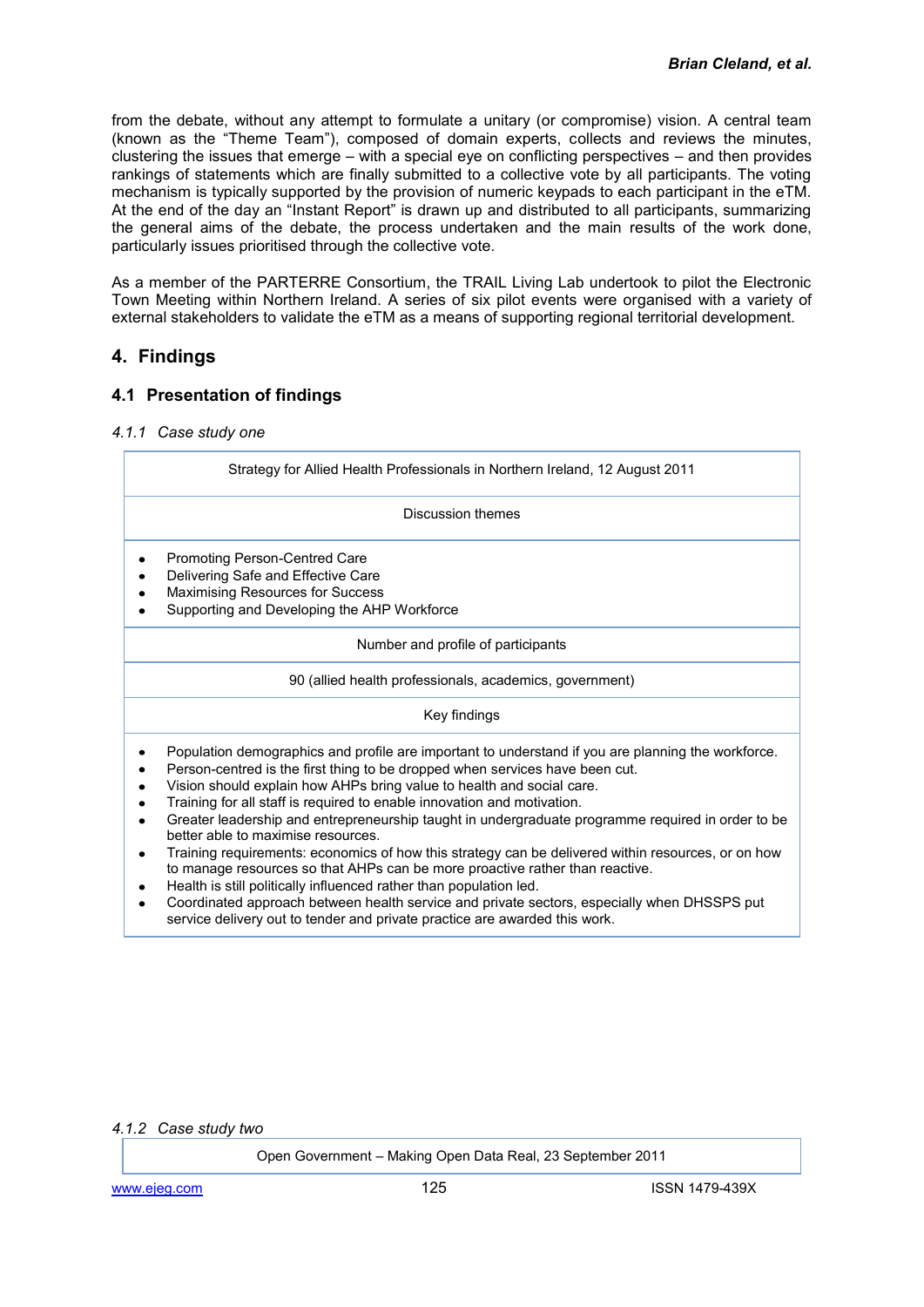from the debate, without any attempt to formulate a unitary (or compromise) vision. A central team (known as the "Theme Team"), composed of domain experts, collects and reviews the minutes, clustering the issues that emerge – with a special eye on conflicting perspectives – and then provides rankings of statements which are finally submitted to a collective vote by all participants. The voting mechanism is typically supported by the provision of numeric keypads to each participant in the eTM. At the end of the day an "Instant Report" is drawn up and distributed to all participants, summarizing the general aims of the debate, the process undertaken and the main results of the work done, particularly issues prioritised through the collective vote.

As a member of the PARTERRE Consortium, the TRAIL Living Lab undertook to pilot the Electronic Town Meeting within Northern Ireland. A series of six pilot events were organised with a variety of external stakeholders to validate the eTM as a means of supporting regional territorial development.

## 4. Findings

### 4.1 Presentation of findings

#### *4.1.1 Case study one*

| Strategy for Allied Health Professionals in Northern Ireland, 12 August 2011 |
|---|
| Discussion themes |
| • Promoting Person-Centred Care<br>• Delivering Safe and Effective Care<br>• Maximising Resources for Success<br>• Supporting and Developing the AHP Workforce |
| Number and profile of participants |
| 90 (allied health professionals, academics, government) |
| Key findings |
| • Population demographics and profile are important to understand if you are planning the workforce.<br>• Person-centred is the first thing to be dropped when services have been cut.<br>• Vision should explain how AHPs bring value to health and social care.<br>• Training for all staff is required to enable innovation and motivation.<br>• Greater leadership and entrepreneurship taught in undergraduate programme required in order to be better able to maximise resources.<br>• Training requirements: economics of how this strategy can be delivered within resources, or on how to manage resources so that AHPs can be more proactive rather than reactive.<br>• Health is still politically influenced rather than population led.<br>• Coordinated approach between health service and private sectors, especially when DHSSPS put service delivery out to tender and private practice are awarded this work. |

#### *4.1.2 Case study two*

| Open Government – Making Open Data Real, 23 September 2011 |
|---|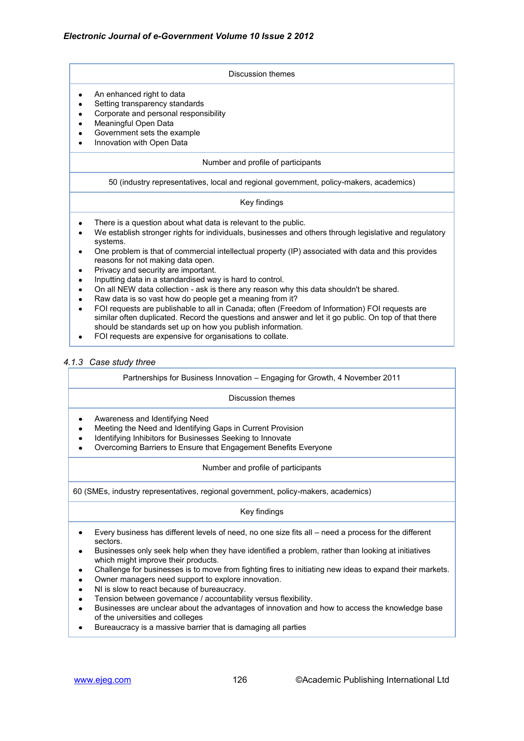| Discussion themes |
|---|
| <ul><li>An enhanced right to data</li><li>Setting transparency standards</li><li>Corporate and personal responsibility</li><li>Meaningful Open Data</li><li>Government sets the example</li><li>Innovation with Open Data</li></ul> |
| **Number and profile of participants** |
| 50 (industry representatives, local and regional government, policy-makers, academics) |
| **Key findings** |
| <ul><li>There is a question about what data is relevant to the public.</li><li>We establish stronger rights for individuals, businesses and others through legislative and regulatory systems.</li><li>One problem is that of commercial intellectual property (IP) associated with data and this provides reasons for not making data open.</li><li>Privacy and security are important.</li><li>Inputting data in a standardised way is hard to control.</li><li>On all NEW data collection - ask is there any reason why this data shouldn't be shared.</li><li>Raw data is so vast how do people get a meaning from it?</li><li>FOI requests are publishable to all in Canada; often (Freedom of Information) FOI requests are similar often duplicated. Record the questions and answer and let it go public. On top of that there should be standards set up on how you publish information.</li><li>FOI requests are expensive for organisations to collate.</li></ul> |

### *4.1.3 Case study three*

| Partnerships for Business Innovation – Engaging for Growth, 4 November 2011 |
|---|
| **Discussion themes** |
| <ul><li>Awareness and Identifying Need</li><li>Meeting the Need and Identifying Gaps in Current Provision</li><li>Identifying Inhibitors for Businesses Seeking to Innovate</li><li>Overcoming Barriers to Ensure that Engagement Benefits Everyone</li></ul> |
| **Number and profile of participants** |
| 60 (SMEs, industry representatives, regional government, policy-makers, academics) |
| **Key findings** |
| <ul><li>Every business has different levels of need, no one size fits all – need a process for the different sectors.</li><li>Businesses only seek help when they have identified a problem, rather than looking at initiatives which might improve their products.</li><li>Challenge for businesses is to move from fighting fires to initiating new ideas to expand their markets.</li><li>Owner managers need support to explore innovation.</li><li>NI is slow to react because of bureaucracy.</li><li>Tension between governance / accountability versus flexibility.</li><li>Businesses are unclear about the advantages of innovation and how to access the knowledge base of the universities and colleges</li><li>Bureaucracy is a massive barrier that is damaging all parties</li></ul> |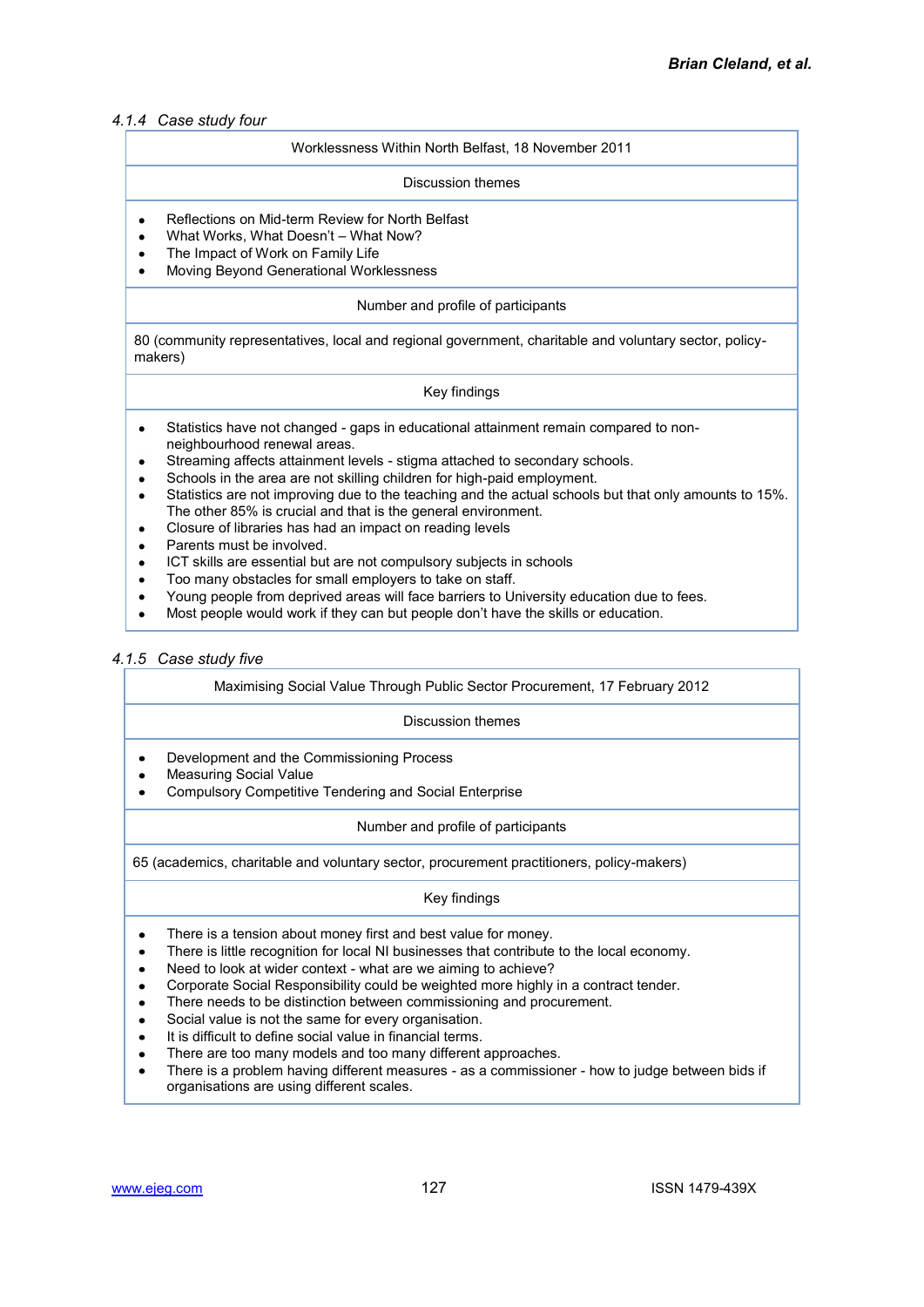#### 4.1.4 Case study four

| Worklessness Within North Belfast, 18 November 2011 |
|---|
| Discussion themes |
| • Reflections on Mid-term Review for North Belfast<br>• What Works, What Doesn't – What Now?<br>• The Impact of Work on Family Life<br>• Moving Beyond Generational Worklessness |
| Number and profile of participants |
| 80 (community representatives, local and regional government, charitable and voluntary sector, policy-makers) |
| Key findings |
| • Statistics have not changed - gaps in educational attainment remain compared to non-neighbourhood renewal areas.<br>• Streaming affects attainment levels - stigma attached to secondary schools.<br>• Schools in the area are not skilling children for high-paid employment.<br>• Statistics are not improving due to the teaching and the actual schools but that only amounts to 15%. The other 85% is crucial and that is the general environment.<br>• Closure of libraries has had an impact on reading levels<br>• Parents must be involved.<br>• ICT skills are essential but are not compulsory subjects in schools<br>• Too many obstacles for small employers to take on staff.<br>• Young people from deprived areas will face barriers to University education due to fees.<br>• Most people would work if they can but people don't have the skills or education. |

#### 4.1.5 Case study five

| Maximising Social Value Through Public Sector Procurement, 17 February 2012 |
|---|
| Discussion themes |
| • Development and the Commissioning Process<br>• Measuring Social Value<br>• Compulsory Competitive Tendering and Social Enterprise |
| Number and profile of participants |
| 65 (academics, charitable and voluntary sector, procurement practitioners, policy-makers) |
| Key findings |
| • There is a tension about money first and best value for money.<br>• There is little recognition for local NI businesses that contribute to the local economy.<br>• Need to look at wider context - what are we aiming to achieve?<br>• Corporate Social Responsibility could be weighted more highly in a contract tender.<br>• There needs to be distinction between commissioning and procurement.<br>• Social value is not the same for every organisation.<br>• It is difficult to define social value in financial terms.<br>• There are too many models and too many different approaches.<br>• There is a problem having different measures - as a commissioner - how to judge between bids if organisations are using different scales. |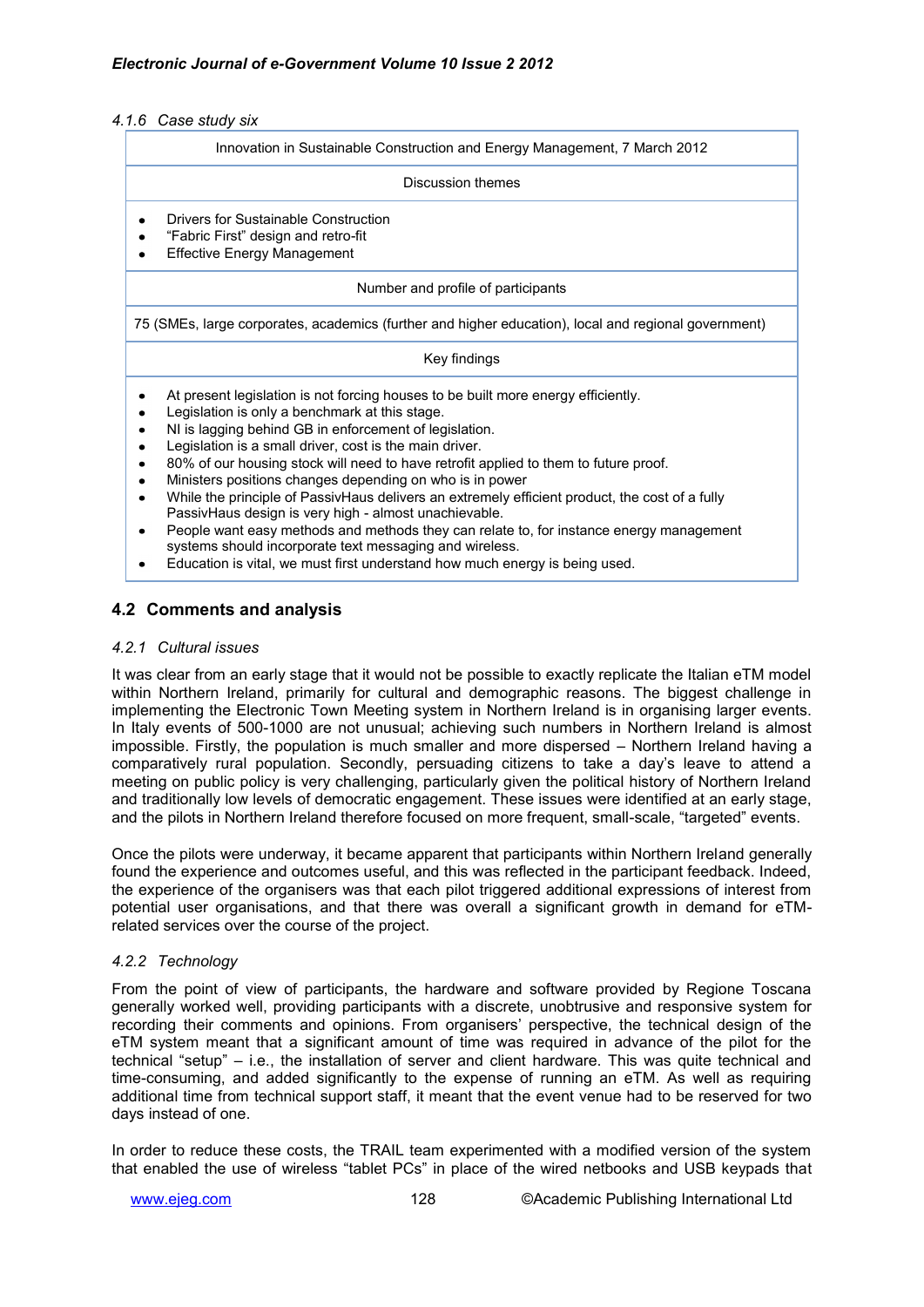#### 4.1.6 Case study six

| Innovation in Sustainable Construction and Energy Management, 7 March 2012 |
|---|
| Discussion themes |
| • Drivers for Sustainable Construction<br>• "Fabric First" design and retro-fit<br>• Effective Energy Management |
| Number and profile of participants |
| 75 (SMEs, large corporates, academics (further and higher education), local and regional government) |
| Key findings |
| • At present legislation is not forcing houses to be built more energy efficiently.<br>• Legislation is only a benchmark at this stage.<br>• NI is lagging behind GB in enforcement of legislation.<br>• Legislation is a small driver, cost is the main driver.<br>• 80% of our housing stock will need to have retrofit applied to them to future proof.<br>• Ministers positions changes depending on who is in power<br>• While the principle of PassivHaus delivers an extremely efficient product, the cost of a fully PassivHaus design is very high - almost unachievable.<br>• People want easy methods and methods they can relate to, for instance energy management systems should incorporate text messaging and wireless.<br>• Education is vital, we must first understand how much energy is being used. |

## 4.2 Comments and analysis

### 4.2.1 Cultural issues

It was clear from an early stage that it would not be possible to exactly replicate the Italian eTM model within Northern Ireland, primarily for cultural and demographic reasons. The biggest challenge in implementing the Electronic Town Meeting system in Northern Ireland is in organising larger events. In Italy events of 500-1000 are not unusual; achieving such numbers in Northern Ireland is almost impossible. Firstly, the population is much smaller and more dispersed – Northern Ireland having a comparatively rural population. Secondly, persuading citizens to take a day's leave to attend a meeting on public policy is very challenging, particularly given the political history of Northern Ireland and traditionally low levels of democratic engagement. These issues were identified at an early stage, and the pilots in Northern Ireland therefore focused on more frequent, small-scale, "targeted" events.

Once the pilots were underway, it became apparent that participants within Northern Ireland generally found the experience and outcomes useful, and this was reflected in the participant feedback. Indeed, the experience of the organisers was that each pilot triggered additional expressions of interest from potential user organisations, and that there was overall a significant growth in demand for eTM-related services over the course of the project.

### 4.2.2 Technology

From the point of view of participants, the hardware and software provided by Regione Toscana generally worked well, providing participants with a discrete, unobtrusive and responsive system for recording their comments and opinions. From organisers' perspective, the technical design of the eTM system meant that a significant amount of time was required in advance of the pilot for the technical "setup" – i.e., the installation of server and client hardware. This was quite technical and time-consuming, and added significantly to the expense of running an eTM. As well as requiring additional time from technical support staff, it meant that the event venue had to be reserved for two days instead of one.

In order to reduce these costs, the TRAIL team experimented with a modified version of the system that enabled the use of wireless "tablet PCs" in place of the wired netbooks and USB keypads that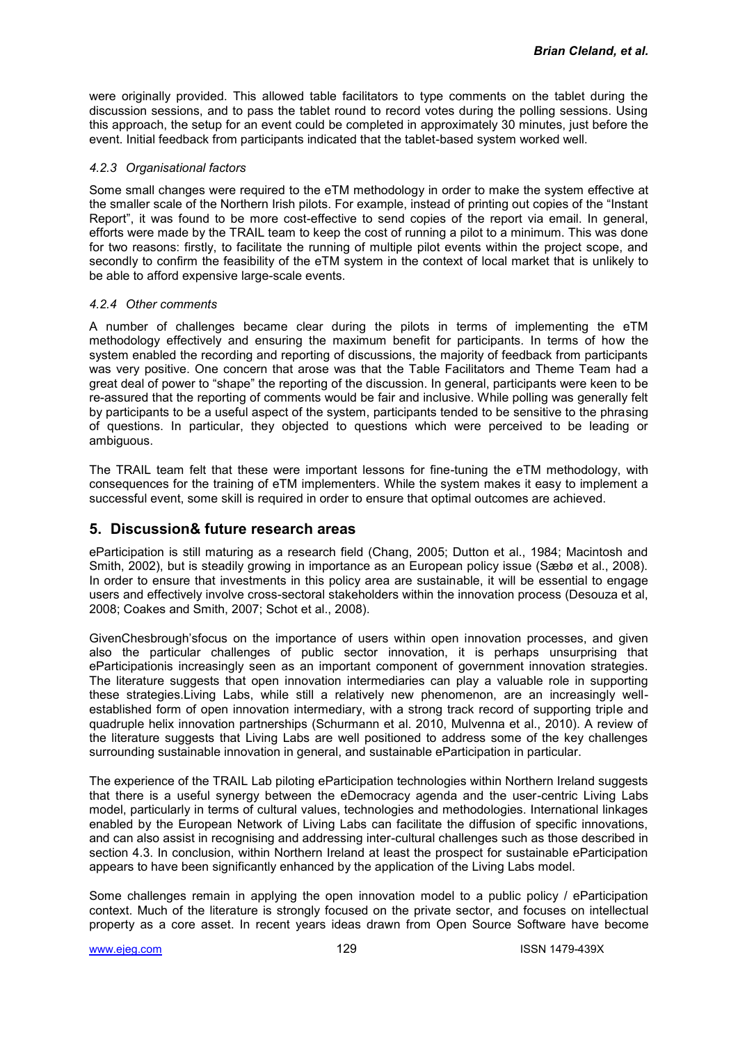were originally provided. This allowed table facilitators to type comments on the tablet during the discussion sessions, and to pass the tablet round to record votes during the polling sessions. Using this approach, the setup for an event could be completed in approximately 30 minutes, just before the event. Initial feedback from participants indicated that the tablet-based system worked well.

#### *4.2.3 Organisational factors*

Some small changes were required to the eTM methodology in order to make the system effective at the smaller scale of the Northern Irish pilots. For example, instead of printing out copies of the "Instant Report", it was found to be more cost-effective to send copies of the report via email. In general, efforts were made by the TRAIL team to keep the cost of running a pilot to a minimum. This was done for two reasons: firstly, to facilitate the running of multiple pilot events within the project scope, and secondly to confirm the feasibility of the eTM system in the context of local market that is unlikely to be able to afford expensive large-scale events.

#### *4.2.4 Other comments*

A number of challenges became clear during the pilots in terms of implementing the eTM methodology effectively and ensuring the maximum benefit for participants. In terms of how the system enabled the recording and reporting of discussions, the majority of feedback from participants was very positive. One concern that arose was that the Table Facilitators and Theme Team had a great deal of power to "shape" the reporting of the discussion. In general, participants were keen to be re-assured that the reporting of comments would be fair and inclusive. While polling was generally felt by participants to be a useful aspect of the system, participants tended to be sensitive to the phrasing of questions. In particular, they objected to questions which were perceived to be leading or ambiguous.

The TRAIL team felt that these were important lessons for fine-tuning the eTM methodology, with consequences for the training of eTM implementers. While the system makes it easy to implement a successful event, some skill is required in order to ensure that optimal outcomes are achieved.

## 5. Discussion& future research areas

eParticipation is still maturing as a research field (Chang, 2005; Dutton et al., 1984; Macintosh and Smith, 2002), but is steadily growing in importance as an European policy issue (Sæbø et al., 2008). In order to ensure that investments in this policy area are sustainable, it will be essential to engage users and effectively involve cross-sectoral stakeholders within the innovation process (Desouza et al, 2008; Coakes and Smith, 2007; Schot et al., 2008).

GivenChesbrough'sfocus on the importance of users within open innovation processes, and given also the particular challenges of public sector innovation, it is perhaps unsurprising that eParticipationis increasingly seen as an important component of government innovation strategies. The literature suggests that open innovation intermediaries can play a valuable role in supporting these strategies.Living Labs, while still a relatively new phenomenon, are an increasingly well-established form of open innovation intermediary, with a strong track record of supporting triple and quadruple helix innovation partnerships (Schurmann et al. 2010, Mulvenna et al., 2010). A review of the literature suggests that Living Labs are well positioned to address some of the key challenges surrounding sustainable innovation in general, and sustainable eParticipation in particular.

The experience of the TRAIL Lab piloting eParticipation technologies within Northern Ireland suggests that there is a useful synergy between the eDemocracy agenda and the user-centric Living Labs model, particularly in terms of cultural values, technologies and methodologies. International linkages enabled by the European Network of Living Labs can facilitate the diffusion of specific innovations, and can also assist in recognising and addressing inter-cultural challenges such as those described in section 4.3. In conclusion, within Northern Ireland at least the prospect for sustainable eParticipation appears to have been significantly enhanced by the application of the Living Labs model.

Some challenges remain in applying the open innovation model to a public policy / eParticipation context. Much of the literature is strongly focused on the private sector, and focuses on intellectual property as a core asset. In recent years ideas drawn from Open Source Software have become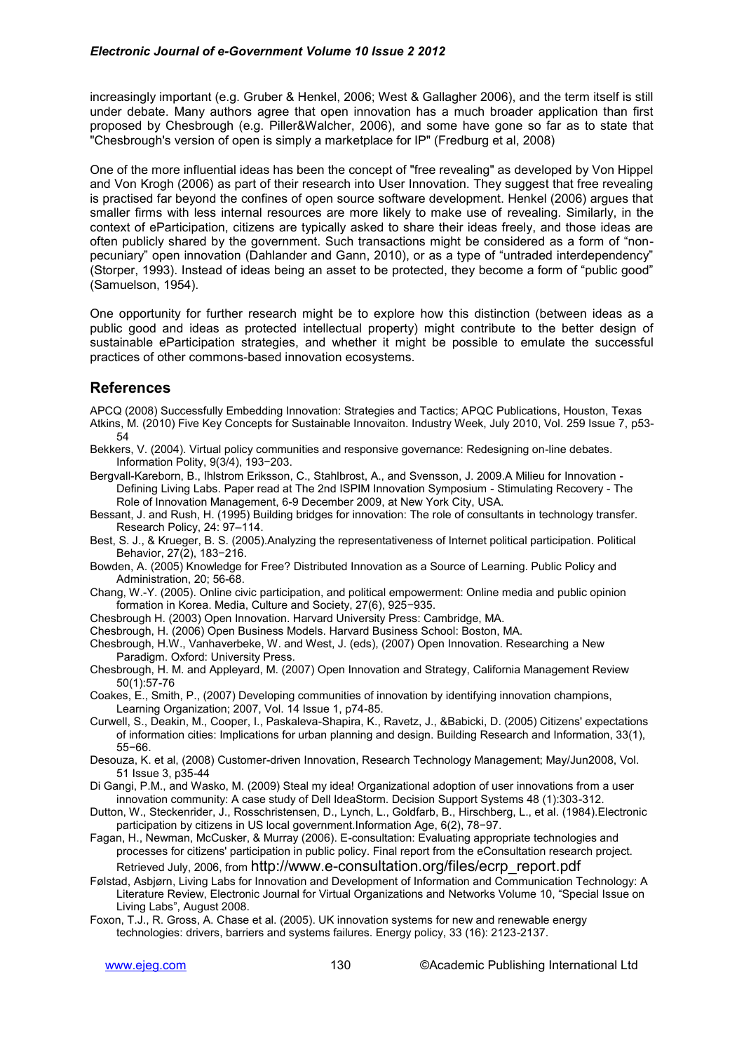increasingly important (e.g. Gruber & Henkel, 2006; West & Gallagher 2006), and the term itself is still under debate. Many authors agree that open innovation has a much broader application than first proposed by Chesbrough (e.g. Piller&Walcher, 2006), and some have gone so far as to state that "Chesbrough's version of open is simply a marketplace for IP" (Fredburg et al, 2008)

One of the more influential ideas has been the concept of "free revealing" as developed by Von Hippel and Von Krogh (2006) as part of their research into User Innovation. They suggest that free revealing is practised far beyond the confines of open source software development. Henkel (2006) argues that smaller firms with less internal resources are more likely to make use of revealing. Similarly, in the context of eParticipation, citizens are typically asked to share their ideas freely, and those ideas are often publicly shared by the government. Such transactions might be considered as a form of "non-pecuniary" open innovation (Dahlander and Gann, 2010), or as a type of "untraded interdependency" (Storper, 1993). Instead of ideas being an asset to be protected, they become a form of "public good" (Samuelson, 1954).

One opportunity for further research might be to explore how this distinction (between ideas as a public good and ideas as protected intellectual property) might contribute to the better design of sustainable eParticipation strategies, and whether it might be possible to emulate the successful practices of other commons-based innovation ecosystems.

## References

APCQ (2008) Successfully Embedding Innovation: Strategies and Tactics; APQC Publications, Houston, Texas

Atkins, M. (2010) Five Key Concepts for Sustainable Innovaiton. Industry Week, July 2010, Vol. 259 Issue 7, p53-54

Bekkers, V. (2004). Virtual policy communities and responsive governance: Redesigning on-line debates. Information Polity, 9(3/4), 193−203.

Bergvall-Kareborn, B., Ihlstrom Eriksson, C., Stahlbrost, A., and Svensson, J. 2009.A Milieu for Innovation - Defining Living Labs. Paper read at The 2nd ISPIM Innovation Symposium - Stimulating Recovery - The Role of Innovation Management, 6-9 December 2009, at New York City, USA.

Bessant, J. and Rush, H. (1995) Building bridges for innovation: The role of consultants in technology transfer. Research Policy, 24: 97–114.

Best, S. J., & Krueger, B. S. (2005).Analyzing the representativeness of Internet political participation. Political Behavior, 27(2), 183−216.

Bowden, A. (2005) Knowledge for Free? Distributed Innovation as a Source of Learning. Public Policy and Administration, 20; 56-68.

Chang, W.-Y. (2005). Online civic participation, and political empowerment: Online media and public opinion formation in Korea. Media, Culture and Society, 27(6), 925−935.

Chesbrough H. (2003) Open Innovation. Harvard University Press: Cambridge, MA.

Chesbrough, H. (2006) Open Business Models. Harvard Business School: Boston, MA.

Chesbrough, H.W., Vanhaverbeke, W. and West, J. (eds), (2007) Open Innovation. Researching a New Paradigm. Oxford: University Press.

Chesbrough, H. M. and Appleyard, M. (2007) Open Innovation and Strategy, California Management Review 50(1):57-76

Coakes, E., Smith, P., (2007) Developing communities of innovation by identifying innovation champions, Learning Organization; 2007, Vol. 14 Issue 1, p74-85.

Curwell, S., Deakin, M., Cooper, I., Paskaleva-Shapira, K., Ravetz, J., &Babicki, D. (2005) Citizens' expectations of information cities: Implications for urban planning and design. Building Research and Information, 33(1), 55−66.

Desouza, K. et al, (2008) Customer-driven Innovation, Research Technology Management; May/Jun2008, Vol. 51 Issue 3, p35-44

Di Gangi, P.M., and Wasko, M. (2009) Steal my idea! Organizational adoption of user innovations from a user innovation community: A case study of Dell IdeaStorm. Decision Support Systems 48 (1):303-312.

Dutton, W., Steckenrider, J., Rosschristensen, D., Lynch, L., Goldfarb, B., Hirschberg, L., et al. (1984).Electronic participation by citizens in US local government.Information Age, 6(2), 78−97.

Fagan, H., Newman, McCusker, & Murray (2006). E-consultation: Evaluating appropriate technologies and processes for citizens' participation in public policy. Final report from the eConsultation research project. Retrieved July, 2006, from http://www.e-consultation.org/files/ecrp_report.pdf

Følstad, Asbjørn, Living Labs for Innovation and Development of Information and Communication Technology: A Literature Review, Electronic Journal for Virtual Organizations and Networks Volume 10, "Special Issue on Living Labs", August 2008.

Foxon, T.J., R. Gross, A. Chase et al. (2005). UK innovation systems for new and renewable energy technologies: drivers, barriers and systems failures. Energy policy, 33 (16): 2123-2137.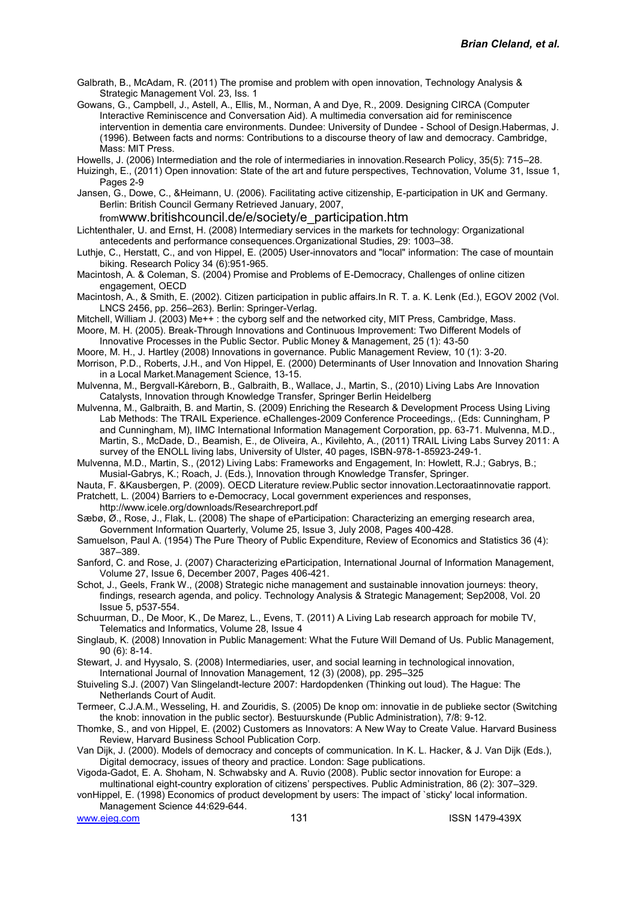Galbrath, B., McAdam, R. (2011) The promise and problem with open innovation, Technology Analysis & Strategic Management Vol. 23, Iss. 1

Gowans, G., Campbell, J., Astell, A., Ellis, M., Norman, A and Dye, R., 2009. Designing CIRCA (Computer Interactive Reminiscence and Conversation Aid). A multimedia conversation aid for reminiscence intervention in dementia care environments. Dundee: University of Dundee - School of Design.Habermas, J. (1996). Between facts and norms: Contributions to a discourse theory of law and democracy. Cambridge, Mass: MIT Press.

Howells, J. (2006) Intermediation and the role of intermediaries in innovation.Research Policy, 35(5): 715–28.

Huizingh, E., (2011) Open innovation: State of the art and future perspectives, Technovation, Volume 31, Issue 1, Pages 2-9

Jansen, G., Dowe, C., &Heimann, U. (2006). Facilitating active citizenship, E-participation in UK and Germany. Berlin: British Council Germany Retrieved January, 2007, fromwww.britishcouncil.de/e/society/e_participation.htm

Lichtenthaler, U. and Ernst, H. (2008) Intermediary services in the markets for technology: Organizational antecedents and performance consequences.Organizational Studies, 29: 1003–38.

Luthje, C., Herstatt, C., and von Hippel, E. (2005) User-innovators and "local" information: The case of mountain biking. Research Policy 34 (6):951-965.

Macintosh, A. & Coleman, S. (2004) Promise and Problems of E-Democracy, Challenges of online citizen engagement, OECD

Macintosh, A., & Smith, E. (2002). Citizen participation in public affairs.In R. T. a. K. Lenk (Ed.), EGOV 2002 (Vol. LNCS 2456, pp. 256–263). Berlin: Springer-Verlag.

Mitchell, William J. (2003) Me++ : the cyborg self and the networked city, MIT Press, Cambridge, Mass.

Moore, M. H. (2005). Break-Through Innovations and Continuous Improvement: Two Different Models of Innovative Processes in the Public Sector. Public Money & Management, 25 (1): 43-50

Moore, M. H., J. Hartley (2008) Innovations in governance. Public Management Review, 10 (1): 3-20.

Morrison, P.D., Roberts, J.H., and Von Hippel, E. (2000) Determinants of User Innovation and Innovation Sharing in a Local Market.Management Science, 13-15.

Mulvenna, M., Bergvall-Kåreborn, B., Galbraith, B., Wallace, J., Martin, S., (2010) Living Labs Are Innovation Catalysts, Innovation through Knowledge Transfer, Springer Berlin Heidelberg

Mulvenna, M., Galbraith, B. and Martin, S. (2009) Enriching the Research & Development Process Using Living Lab Methods: The TRAIL Experience. eChallenges-2009 Conference Proceedings,. (Eds: Cunningham, P and Cunningham, M), IIMC International Information Management Corporation, pp. 63-71. Mulvenna, M.D., Martin, S., McDade, D., Beamish, E., de Oliveira, A., Kivilehto, A., (2011) TRAIL Living Labs Survey 2011: A survey of the ENOLL living labs, University of Ulster, 40 pages, ISBN-978-1-85923-249-1.

Mulvenna, M.D., Martin, S., (2012) Living Labs: Frameworks and Engagement, In: Howlett, R.J.; Gabrys, B.; Musial-Gabrys, K.; Roach, J. (Eds.), Innovation through Knowledge Transfer, Springer.

Nauta, F. &Kausbergen, P. (2009). OECD Literature review.Public sector innovation.Lectoraatinnovatie rapport.

Pratchett, L. (2004) Barriers to e-Democracy, Local government experiences and responses, http://www.icele.org/downloads/Researchreport.pdf

Sæbø, Ø., Rose, J., Flak, L. (2008) The shape of eParticipation: Characterizing an emerging research area, Government Information Quarterly, Volume 25, Issue 3, July 2008, Pages 400-428.

Samuelson, Paul A. (1954) The Pure Theory of Public Expenditure, Review of Economics and Statistics 36 (4): 387–389.

Sanford, C. and Rose, J. (2007) Characterizing eParticipation, International Journal of Information Management, Volume 27, Issue 6, December 2007, Pages 406-421.

Schot, J., Geels, Frank W., (2008) Strategic niche management and sustainable innovation journeys: theory, findings, research agenda, and policy. Technology Analysis & Strategic Management; Sep2008, Vol. 20 Issue 5, p537-554.

Schuurman, D., De Moor, K., De Marez, L., Evens, T. (2011) A Living Lab research approach for mobile TV, Telematics and Informatics, Volume 28, Issue 4

Singlaub, K. (2008) Innovation in Public Management: What the Future Will Demand of Us. Public Management, 90 (6): 8-14.

Stewart, J. and Hyysalo, S. (2008) Intermediaries, user, and social learning in technological innovation, International Journal of Innovation Management, 12 (3) (2008), pp. 295–325

Stuiveling S.J. (2007) Van Slingelandt-lecture 2007: Hardopdenken (Thinking out loud). The Hague: The Netherlands Court of Audit.

Termeer, C.J.A.M., Wesseling, H. and Zouridis, S. (2005) De knop om: innovatie in de publieke sector (Switching the knob: innovation in the public sector). Bestuurskunde (Public Administration), 7/8: 9-12.

Thomke, S., and von Hippel, E. (2002) Customers as Innovators: A New Way to Create Value. Harvard Business Review, Harvard Business School Publication Corp.

Van Dijk, J. (2000). Models of democracy and concepts of communication. In K. L. Hacker, & J. Van Dijk (Eds.), Digital democracy, issues of theory and practice. London: Sage publications.

Vigoda-Gadot, E. A. Shoham, N. Schwabsky and A. Ruvio (2008). Public sector innovation for Europe: a multinational eight-country exploration of citizens' perspectives. Public Administration, 86 (2): 307–329.

vonHippel, E. (1998) Economics of product development by users: The impact of `sticky' local information. Management Science 44:629-644.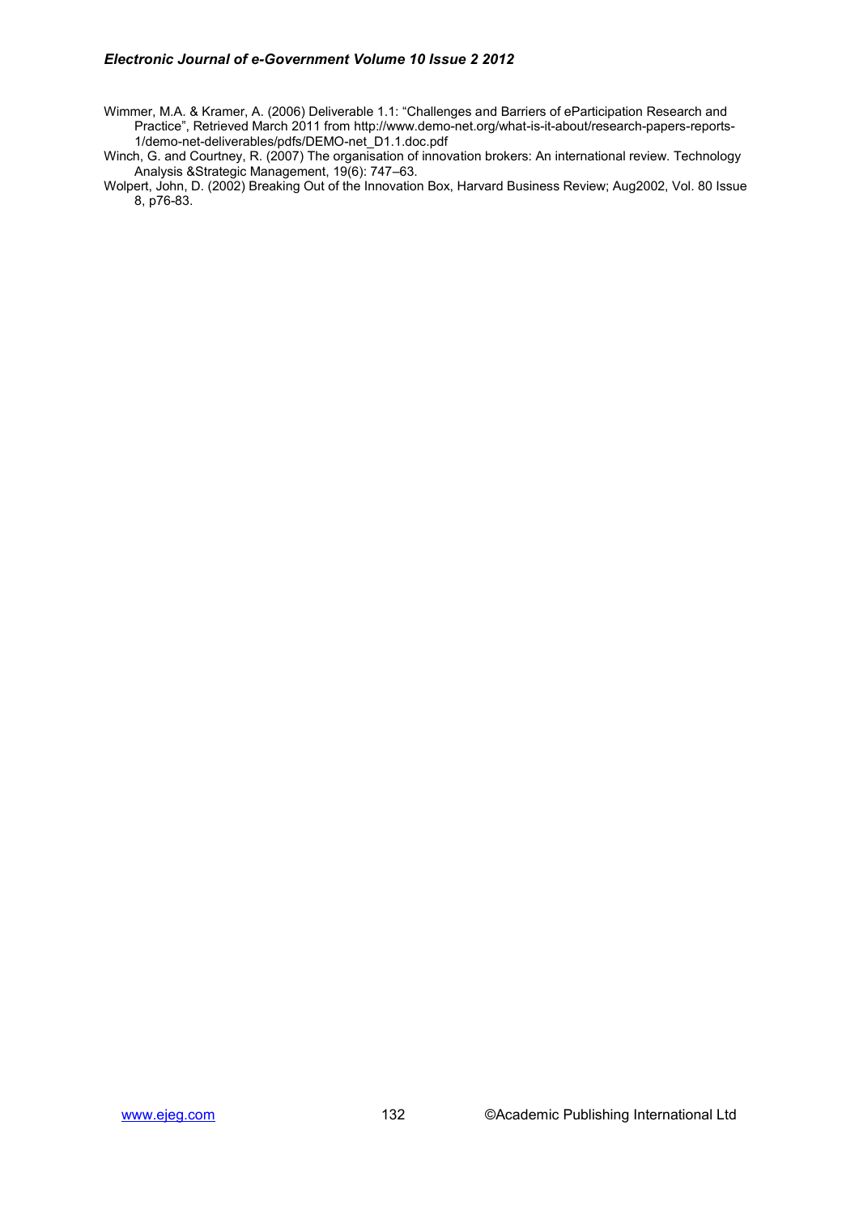Wimmer, M.A. & Kramer, A. (2006) Deliverable 1.1: "Challenges and Barriers of eParticipation Research and Practice", Retrieved March 2011 from http://www.demo-net.org/what-is-it-about/research-papers-reports-1/demo-net-deliverables/pdfs/DEMO-net_D1.1.doc.pdf

Winch, G. and Courtney, R. (2007) The organisation of innovation brokers: An international review. Technology Analysis &Strategic Management, 19(6): 747–63.

Wolpert, John, D. (2002) Breaking Out of the Innovation Box, Harvard Business Review; Aug2002, Vol. 80 Issue 8, p76-83.